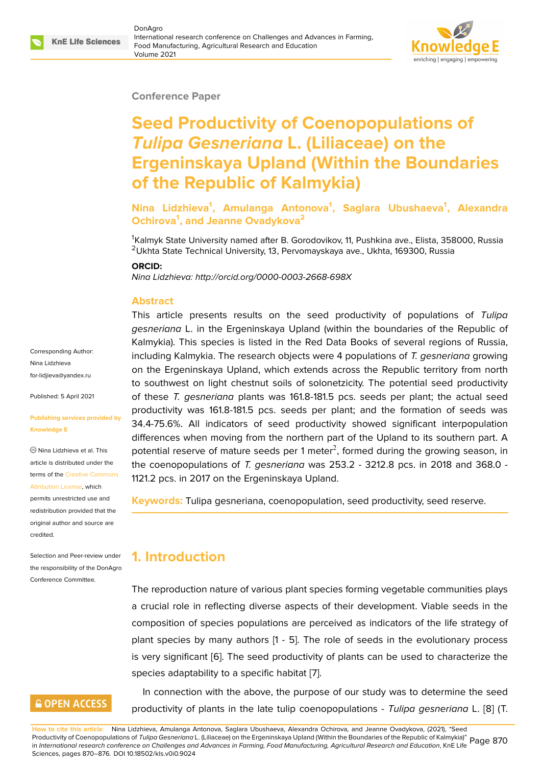Conference Paper

# Seed Productivity of Coenopopulations of *Tulipa Gesneriana* L. (Liliaceae) on the Ergeninskaya Upland (Within the Boundaries of the Republic of Kalmykia)

**Nina Lidzhieva[1], Amulanga Antonova[1], Saglara Ubushaeva[1], Alexandra Ochirova[1], and Jeanne Ovadykova[2]**

[1]Kalmyk State University named after B. Gorodovikov, 11, Pushkina ave., Elista, 358000, Russia
[2]Ukhta State Technical University, 13, Pervomayskaya ave., Ukhta, 169300, Russia

**ORCID:**

*Nina Lidzhieva: http://orcid.org/0000-0003-2668-698X*

Corresponding Author:
Nina Lidzhieva
for-lidjieva@yandex.ru

Published: 5 April 2021

**Publishing services provided by Knowledge E**

Nina Lidzhieva et al. This article is distributed under the terms of the Creative Commons Attribution License, which permits unrestricted use and redistribution provided that the original author and source are credited.

Selection and Peer-review under the responsibility of the DonAgro Conference Committee.

## Abstract

This article presents results on the seed productivity of populations of *Tulipa gesneriana* L. in the Ergeninskaya Upland (within the boundaries of the Republic of Kalmykia). This species is listed in the Red Data Books of several regions of Russia, including Kalmykia. The research objects were 4 populations of *T. gesneriana* growing on the Ergeninskaya Upland, which extends across the Republic territory from north to southwest on light chestnut soils of solonetzicity. The potential seed productivity of these *T. gesneriana* plants was 161.8-181.5 pcs. seeds per plant; the actual seed productivity was 161.8-181.5 pcs. seeds per plant; and the formation of seeds was 34.4-75.6%. All indicators of seed productivity showed significant interpopulation differences when moving from the northern part of the Upland to its southern part. A potential reserve of mature seeds per 1 meter$^2$, formed during the growing season, in the coenopopulations of *T. gesneriana* was 253.2 - 3212.8 pcs. in 2018 and 368.0 - 1121.2 pcs. in 2017 on the Ergeninskaya Upland.

**Keywords:** Tulipa gesneriana, coenopopulation, seed productivity, seed reserve.

## 1. Introduction

The reproduction nature of various plant species forming vegetable communities plays a crucial role in reflecting diverse aspects of their development. Viable seeds in the composition of species populations are perceived as indicators of the life strategy of plant species by many authors [1 - 5]. The role of seeds in the evolutionary process is very significant [6]. The seed productivity of plants can be used to characterize the species adaptability to a specific habitat [7].

In connection with the above, the purpose of our study was to determine the seed productivity of plants in the late tulip coenopopulations - *Tulipa gesneriana* L. [8] (T.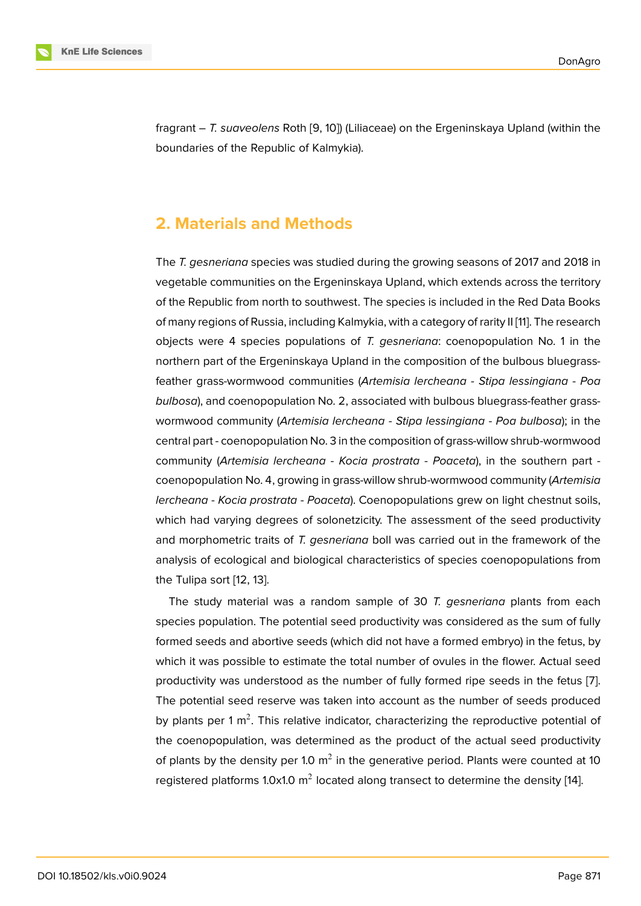fragrant – *T. suaveolens* Roth [9, 10]) (Liliaceae) on the Ergeninskaya Upland (within the boundaries of the Republic of Kalmykia).

## 2. Materials and Methods

The *T. gesneriana* species was studied during the growing seasons of 2017 and 2018 in vegetable communities on the Ergeninskaya Upland, which extends across the territory of the Republic from north to southwest. The species is included in the Red Data Books of many regions of Russia, including Kalmykia, with a category of rarity II [11]. The research objects were 4 species populations of *T. gesneriana*: coenopopulation No. 1 in the northern part of the Ergeninskaya Upland in the composition of the bulbous bluegrass-feather grass-wormwood communities (*Artemisia lercheana* - *Stipa lessingiana* - *Poa bulbosa*), and coenopopulation No. 2, associated with bulbous bluegrass-feather grass-wormwood community (*Artemisia lercheana* - *Stipa lessingiana* - *Poa bulbosa*); in the central part - coenopopulation No. 3 in the composition of grass-willow shrub-wormwood community (*Artemisia lercheana* - *Kocia prostrata* - *Poaceta*), in the southern part - coenopopulation No. 4, growing in grass-willow shrub-wormwood community (*Artemisia lercheana* - *Kocia prostrata* - *Poaceta*). Coenopopulations grew on light chestnut soils, which had varying degrees of solonetzicity. The assessment of the seed productivity and morphometric traits of *T. gesneriana* boll was carried out in the framework of the analysis of ecological and biological characteristics of species coenopopulations from the Tulipa sort [12, 13].

The study material was a random sample of 30 *T. gesneriana* plants from each species population. The potential seed productivity was considered as the sum of fully formed seeds and abortive seeds (which did not have a formed embryo) in the fetus, by which it was possible to estimate the total number of ovules in the flower. Actual seed productivity was understood as the number of fully formed ripe seeds in the fetus [7]. The potential seed reserve was taken into account as the number of seeds produced by plants per 1 $m^2$. This relative indicator, characterizing the reproductive potential of the coenopopulation, was determined as the product of the actual seed productivity of plants by the density per 1.0 $m^2$ in the generative period. Plants were counted at 10 registered platforms 1.0x1.0 $m^2$ located along transect to determine the density [14].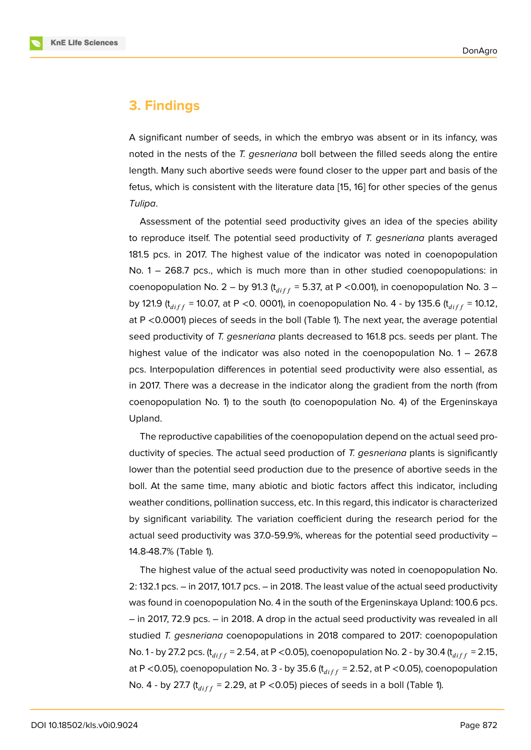## 3. Findings

A significant number of seeds, in which the embryo was absent or in its infancy, was noted in the nests of the *T. gesneriana* boll between the filled seeds along the entire length. Many such abortive seeds were found closer to the upper part and basis of the fetus, which is consistent with the literature data [15, 16] for other species of the genus *Tulipa*.

Assessment of the potential seed productivity gives an idea of the species ability to reproduce itself. The potential seed productivity of *T. gesneriana* plants averaged 181.5 pcs. in 2017. The highest value of the indicator was noted in coenopopulation No. 1 – 268.7 pcs., which is much more than in other studied coenopopulations: in coenopopulation No. 2 – by 91.3 ($t_{diff}$ = 5.37, at P <0.001), in coenopopulation No. 3 – by 121.9 ($t_{diff}$ = 10.07, at P <0. 0001), in coenopopulation No. 4 - by 135.6 ($t_{diff}$ = 10.12, at P <0.0001) pieces of seeds in the boll (Table 1). The next year, the average potential seed productivity of *T. gesneriana* plants decreased to 161.8 pcs. seeds per plant. The highest value of the indicator was also noted in the coenopopulation No. 1 – 267.8 pcs. Interpopulation differences in potential seed productivity were also essential, as in 2017. There was a decrease in the indicator along the gradient from the north (from coenopopulation No. 1) to the south (to coenopopulation No. 4) of the Ergeninskaya Upland.

The reproductive capabilities of the coenopopulation depend on the actual seed productivity of species. The actual seed production of *T. gesneriana* plants is significantly lower than the potential seed production due to the presence of abortive seeds in the boll. At the same time, many abiotic and biotic factors affect this indicator, including weather conditions, pollination success, etc. In this regard, this indicator is characterized by significant variability. The variation coefficient during the research period for the actual seed productivity was 37.0-59.9%, whereas for the potential seed productivity – 14.8-48.7% (Table 1).

The highest value of the actual seed productivity was noted in coenopopulation No. 2: 132.1 pcs. – in 2017, 101.7 pcs. – in 2018. The least value of the actual seed productivity was found in coenopopulation No. 4 in the south of the Ergeninskaya Upland: 100.6 pcs. – in 2017, 72.9 pcs. – in 2018. A drop in the actual seed productivity was revealed in all studied *T. gesneriana* coenopopulations in 2018 compared to 2017: coenopopulation No. 1 - by 27.2 pcs. ($t_{diff}$ = 2.54, at P <0.05), coenopopulation No. 2 - by 30.4 ($t_{diff}$ = 2.15, at P <0.05), coenopopulation No. 3 - by 35.6 ($t_{diff}$ = 2.52, at P <0.05), coenopopulation No. 4 - by 27.7 ($t_{diff}$ = 2.29, at P <0.05) pieces of seeds in a boll (Table 1).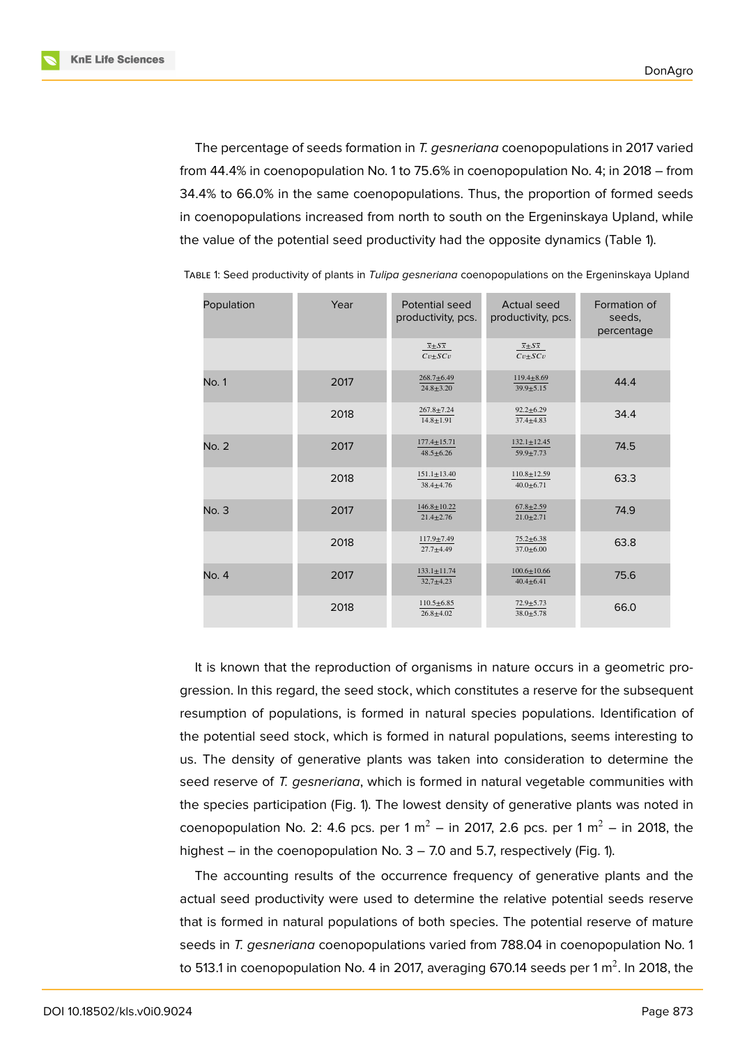The percentage of seeds formation in *T. gesneriana* coenopopulations in 2017 varied from 44.4% in coenopopulation No. 1 to 75.6% in coenopopulation No. 4; in 2018 – from 34.4% to 66.0% in the same coenopopulations. Thus, the proportion of formed seeds in coenopopulations increased from north to south on the Ergeninskaya Upland, while the value of the potential seed productivity had the opposite dynamics (Table 1).

Table 1: Seed productivity of plants in *Tulipa gesneriana* coenopopulations on the Ergeninskaya Upland

| Population | Year | Potential seed productivity, pcs. | Actual seed productivity, pcs. | Formation of seeds, percentage |
|---|---|---|---|---|
| | | $\frac{\bar{x} \pm S\bar{x}}{Cv \pm SCv}$ | $\frac{\bar{x} \pm S\bar{x}}{Cv \pm SCv}$ | |
| No. 1 | 2017 | $\frac{268.7 \pm 6.49}{24.8 \pm 3.20}$ | $\frac{119.4 \pm 8.69}{39.9 \pm 5.15}$ | 44.4 |
| | 2018 | $\frac{267.8 \pm 7.24}{14.8 \pm 1.91}$ | $\frac{92.2 \pm 6.29}{37.4 \pm 4.83}$ | 34.4 |
| No. 2 | 2017 | $\frac{177.4 \pm 15.71}{48.5 \pm 6.26}$ | $\frac{132.1 \pm 12.45}{59.9 \pm 7.73}$ | 74.5 |
| | 2018 | $\frac{151.1 \pm 13.40}{38.4 \pm 4.76}$ | $\frac{110.8 \pm 12.59}{40.0 \pm 6.71}$ | 63.3 |
| No. 3 | 2017 | $\frac{146.8 \pm 10.22}{21.4 \pm 2.76}$ | $\frac{67.8 \pm 2.59}{21.0 \pm 2.71}$ | 74.9 |
| | 2018 | $\frac{117.9 \pm 7.49}{27.7 \pm 4.49}$ | $\frac{75.2 \pm 6.38}{37.0 \pm 6.00}$ | 63.8 |
| No. 4 | 2017 | $\frac{133.1 \pm 11.74}{32{,}7 \pm 4.23}$ | $\frac{100.6 \pm 10.66}{40.4 \pm 6.41}$ | 75.6 |
| | 2018 | $\frac{110.5 \pm 6.85}{26.8 \pm 4.02}$ | $\frac{72.9 \pm 5.73}{38.0 \pm 5.78}$ | 66.0 |

It is known that the reproduction of organisms in nature occurs in a geometric progression. In this regard, the seed stock, which constitutes a reserve for the subsequent resumption of populations, is formed in natural species populations. Identification of the potential seed stock, which is formed in natural populations, seems interesting to us. The density of generative plants was taken into consideration to determine the seed reserve of *T. gesneriana*, which is formed in natural vegetable communities with the species participation (Fig. 1). The lowest density of generative plants was noted in coenopopulation No. 2: 4.6 pcs. per 1 $m^2$ – in 2017, 2.6 pcs. per 1 $m^2$ – in 2018, the highest – in the coenopopulation No. 3 – 7.0 and 5.7, respectively (Fig. 1).

The accounting results of the occurrence frequency of generative plants and the actual seed productivity were used to determine the relative potential seeds reserve that is formed in natural populations of both species. The potential reserve of mature seeds in *T. gesneriana* coenopopulations varied from 788.04 in coenopopulation No. 1 to 513.1 in coenopopulation No. 4 in 2017, averaging 670.14 seeds per 1 $m^2$. In 2018, the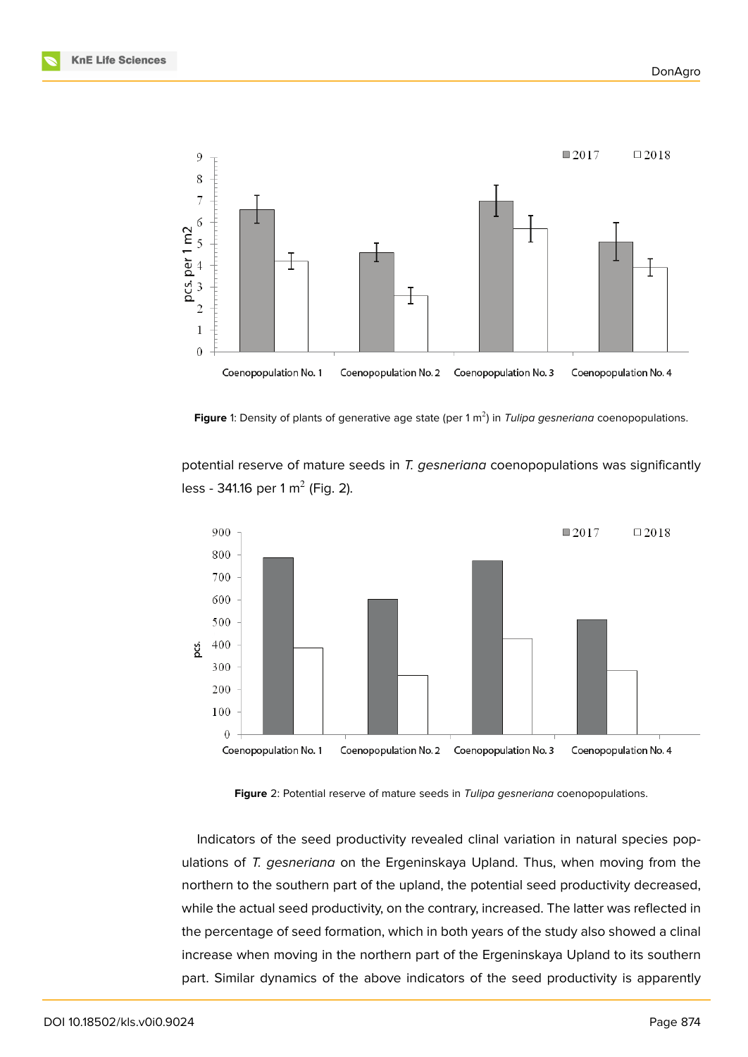Figure 1: Density of plants of generative age state (per 1 m$^2$) in *Tulipa gesneriana* coenopopulations.

potential reserve of mature seeds in *T. gesneriana* coenopopulations was significantly less - 341.16 per 1 m$^2$ (Fig. 2).

Figure 2: Potential reserve of mature seeds in *Tulipa gesneriana* coenopopulations.

Indicators of the seed productivity revealed clinal variation in natural species populations of *T. gesneriana* on the Ergeninskaya Upland. Thus, when moving from the northern to the southern part of the upland, the potential seed productivity decreased, while the actual seed productivity, on the contrary, increased. The latter was reflected in the percentage of seed formation, which in both years of the study also showed a clinal increase when moving in the northern part of the Ergeninskaya Upland to its southern part. Similar dynamics of the above indicators of the seed productivity is apparently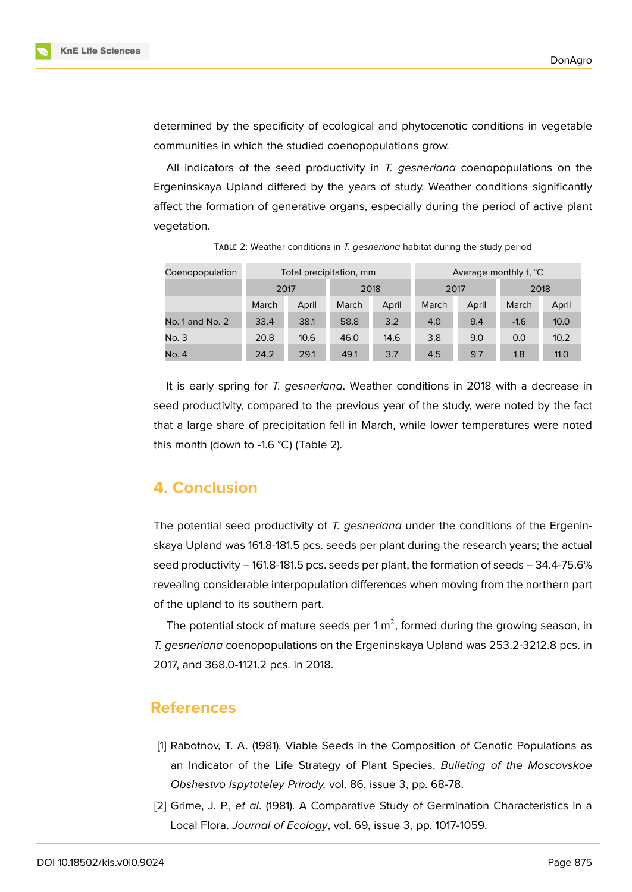determined by the specificity of ecological and phytocenotic conditions in vegetable communities in which the studied coenopopulations grow.

All indicators of the seed productivity in *T. gesneriana* coenopopulations on the Ergeninskaya Upland differed by the years of study. Weather conditions significantly affect the formation of generative organs, especially during the period of active plant vegetation.

TABLE 2: Weather conditions in *T. gesneriana* habitat during the study period

| Coenopopulation | Total precipitation, mm | | | | Average monthly t, °C | | | |
|---|---|---|---|---|---|---|---|---|
| | 2017 | | 2018 | | 2017 | | 2018 | |
| | March | April | March | April | March | April | March | April |
| No. 1 and No. 2 | 33.4 | 38.1 | 58.8 | 3.2 | 4.0 | 9.4 | -1.6 | 10.0 |
| No. 3 | 20.8 | 10.6 | 46.0 | 14.6 | 3.8 | 9.0 | 0.0 | 10.2 |
| No. 4 | 24.2 | 29.1 | 49.1 | 3.7 | 4.5 | 9.7 | 1.8 | 11.0 |

It is early spring for *T. gesneriana*. Weather conditions in 2018 with a decrease in seed productivity, compared to the previous year of the study, were noted by the fact that a large share of precipitation fell in March, while lower temperatures were noted this month (down to -1.6 °C) (Table 2).

## 4. Conclusion

The potential seed productivity of *T. gesneriana* under the conditions of the Ergeninskaya Upland was 161.8-181.5 pcs. seeds per plant during the research years; the actual seed productivity – 161.8-181.5 pcs. seeds per plant, the formation of seeds – 34.4-75.6% revealing considerable interpopulation differences when moving from the northern part of the upland to its southern part.

The potential stock of mature seeds per 1 m$^2$, formed during the growing season, in *T. gesneriana* coenopopulations on the Ergeninskaya Upland was 253.2-3212.8 pcs. in 2017, and 368.0-1121.2 pcs. in 2018.

## References

[1] Rabotnov, T. A. (1981). Viable Seeds in the Composition of Cenotic Populations as an Indicator of the Life Strategy of Plant Species. *Bulleting of the Moscovskoe Obshestvo Ispytateley Prirody,* vol. 86, issue 3, pp. 68-78.

[2] Grime, J. P., *et al*. (1981). A Comparative Study of Germination Characteristics in a Local Flora. *Journal of Ecology*, vol. 69, issue 3, pp. 1017-1059.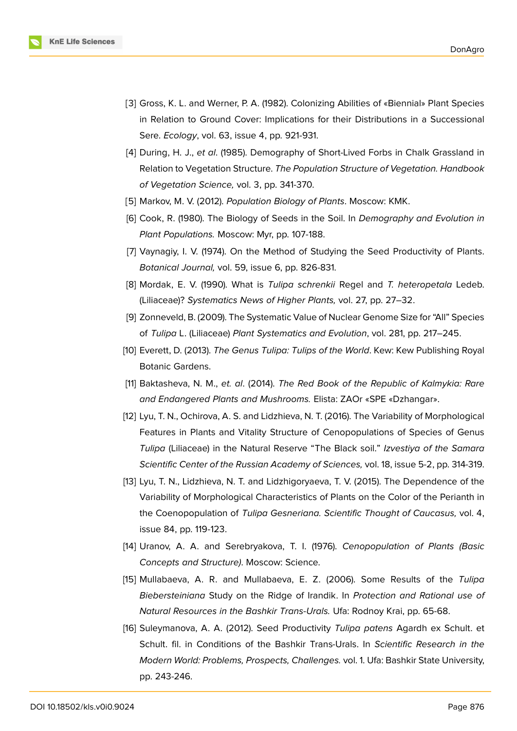[3] Gross, K. L. and Werner, P. A. (1982). Colonizing Abilities of «Biennial» Plant Species in Relation to Ground Cover: Implications for their Distributions in a Successional Sere. *Ecology*, vol. 63, issue 4, pp. 921-931.

[4] During, H. J., *et al*. (1985). Demography of Short-Lived Forbs in Chalk Grassland in Relation to Vegetation Structure. *The Population Structure of Vegetation. Handbook of Vegetation Science,* vol. 3, pp. 341-370.

[5] Markov, M. V. (2012). *Population Biology of Plants*. Moscow: KMK.

[6] Cook, R. (1980). The Biology of Seeds in the Soil. In *Demography and Evolution in Plant Populations.* Moscow: Myr, pp. 107-188.

[7] Vaynagiy, I. V. (1974). On the Method of Studying the Seed Productivity of Plants. *Botanical Journal,* vol. 59, issue 6, pp. 826-831.

[8] Mordak, E. V. (1990). What is *Tulipa schrenkii* Regel and *T. heteropetala* Ledeb. (Liliaceae)? *Systematics News of Higher Plants,* vol. 27, pp. 27–32.

[9] Zonneveld, B. (2009). The Systematic Value of Nuclear Genome Size for "All" Species of *Tulipa* L. (Liliaceae) *Plant Systematics and Evolution*, vol. 281, pp. 217–245.

[10] Everett, D. (2013). *The Genus Tulipa: Tulips of the World*. Kew: Kew Publishing Royal Botanic Gardens.

[11] Baktasheva, N. M., *et. al*. (2014). *The Red Book of the Republic of Kalmykia: Rare and Endangered Plants and Mushrooms.* Elista: ZAOr «SPE «Dzhangar».

[12] Lyu, T. N., Ochirova, A. S. and Lidzhieva, N. T. (2016). The Variability of Morphological Features in Plants and Vitality Structure of Cenopopulations of Species of Genus *Tulipa* (Liliaceae) in the Natural Reserve "The Black soil." *Izvestiya of the Samara Scientific Center of the Russian Academy of Sciences,* vol. 18, issue 5-2, pp. 314-319.

[13] Lyu, T. N., Lidzhieva, N. T. and Lidzhigoryaeva, T. V. (2015). The Dependence of the Variability of Morphological Characteristics of Plants on the Color of the Perianth in the Coenopopulation of *Tulipa Gesneriana. Scientific Thought of Caucasus,* vol. 4, issue 84, pp. 119-123.

[14] Uranov, A. A. and Serebryakova, T. I. (1976). *Cenopopulation of Plants (Basic Concepts and Structure)*. Moscow: Science.

[15] Mullabaeva, A. R. and Mullabaeva, E. Z. (2006). Some Results of the *Tulipa Biebersteiniana* Study on the Ridge of Irandik. In *Protection and Rational use of Natural Resources in the Bashkir Trans-Urals.* Ufa: Rodnoy Krai, pp. 65-68.

[16] Suleymanova, A. A. (2012). Seed Productivity *Tulipa patens* Agardh ex Schult. et Schult. fil. in Conditions of the Bashkir Trans-Urals. In *Scientific Research in the Modern World: Problems, Prospects, Challenges.* vol. 1. Ufa: Bashkir State University, pp. 243-246.